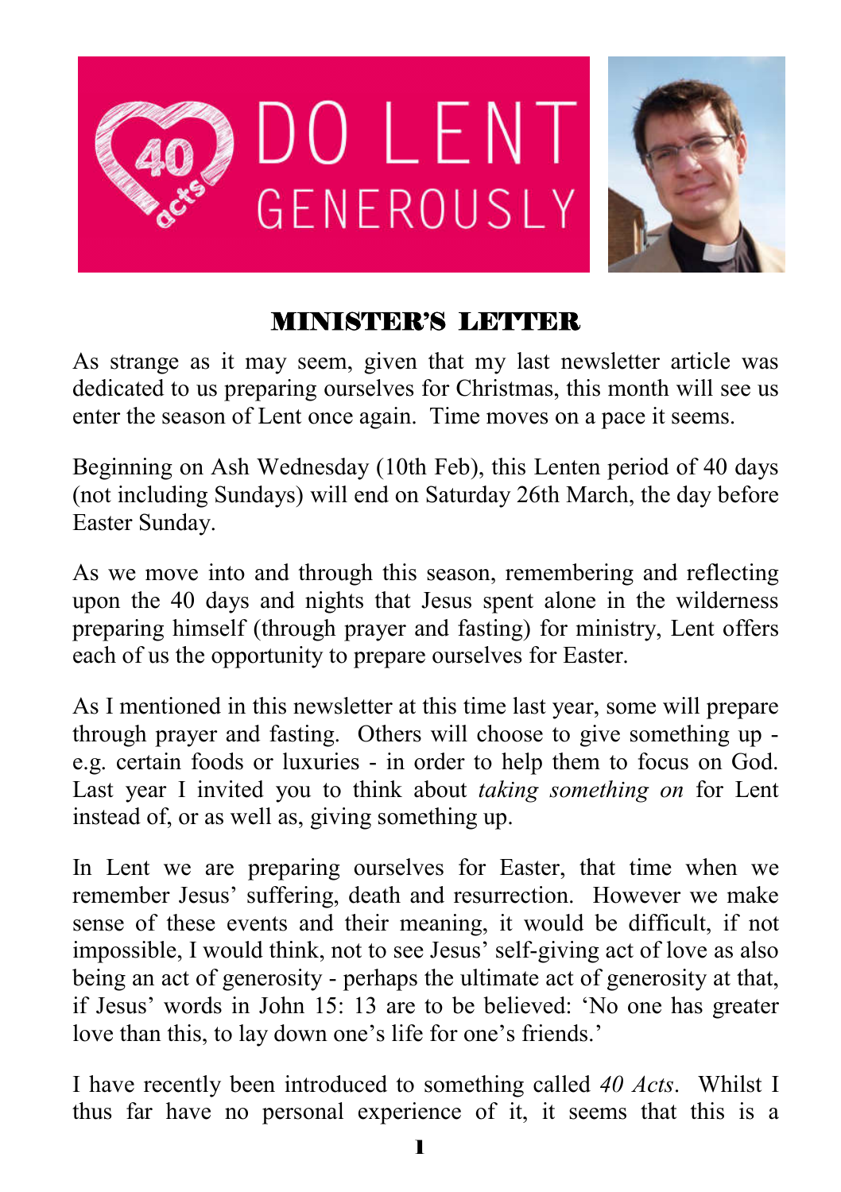DO LENT GENEROUSLY

## MINISTER'S LETTER

As strange as it may seem, given that my last newsletter article was dedicated to us preparing ourselves for Christmas, this month will see us enter the season of Lent once again. Time moves on a pace it seems.

Beginning on Ash Wednesday (10th Feb), this Lenten period of 40 days (not including Sundays) will end on Saturday 26th March, the day before Easter Sunday.

As we move into and through this season, remembering and reflecting upon the 40 days and nights that Jesus spent alone in the wilderness preparing himself (through prayer and fasting) for ministry, Lent offers each of us the opportunity to prepare ourselves for Easter.

As I mentioned in this newsletter at this time last year, some will prepare through prayer and fasting. Others will choose to give something up - e.g. certain foods or luxuries - in order to help them to focus on God. Last year I invited you to think about *taking something on* for Lent instead of, or as well as, giving something up.

In Lent we are preparing ourselves for Easter, that time when we remember Jesus' suffering, death and resurrection. However we make sense of these events and their meaning, it would be difficult, if not impossible, I would think, not to see Jesus' self-giving act of love as also being an act of generosity - perhaps the ultimate act of generosity at that, if Jesus' words in John 15: 13 are to be believed: 'No one has greater love than this, to lay down one's life for one's friends.'

I have recently been introduced to something called *40 Acts*. Whilst I thus far have no personal experience of it, it seems that this is a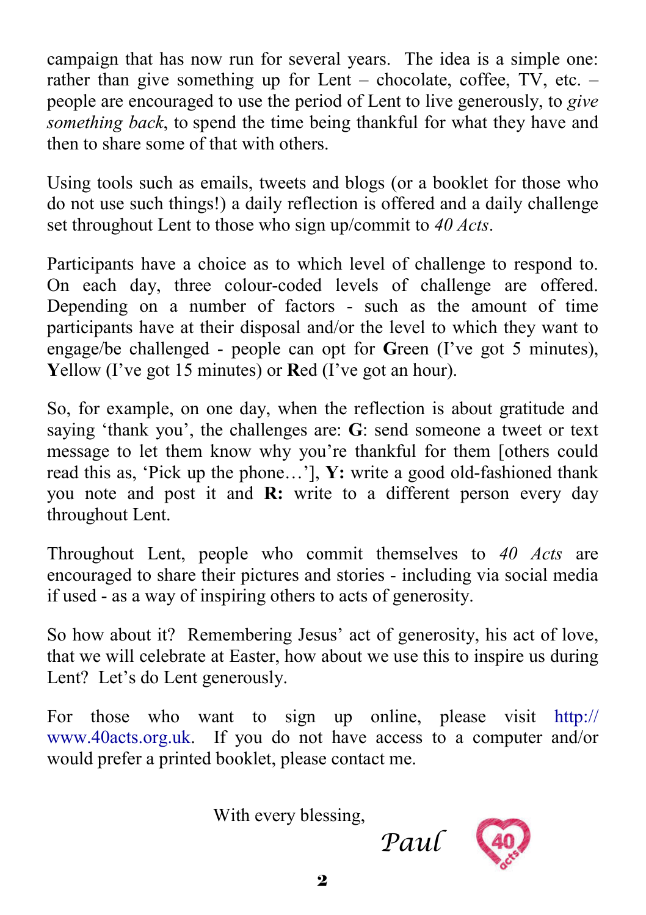campaign that has now run for several years. The idea is a simple one: rather than give something up for Lent – chocolate, coffee, TV, etc. – people are encouraged to use the period of Lent to live generously, to *give something back*, to spend the time being thankful for what they have and then to share some of that with others.

Using tools such as emails, tweets and blogs (or a booklet for those who do not use such things!) a daily reflection is offered and a daily challenge set throughout Lent to those who sign up/commit to *40 Acts*.

Participants have a choice as to which level of challenge to respond to. On each day, three colour-coded levels of challenge are offered. Depending on a number of factors - such as the amount of time participants have at their disposal and/or the level to which they want to engage/be challenged - people can opt for **G**reen (I've got 5 minutes), **Y**ellow (I've got 15 minutes) or **R**ed (I've got an hour).

So, for example, on one day, when the reflection is about gratitude and saying 'thank you', the challenges are: **G**: send someone a tweet or text message to let them know why you're thankful for them [others could read this as, 'Pick up the phone…'], **Y:** write a good old-fashioned thank you note and post it and **R:** write to a different person every day throughout Lent.

Throughout Lent, people who commit themselves to *40 Acts* are encouraged to share their pictures and stories - including via social media if used - as a way of inspiring others to acts of generosity.

So how about it? Remembering Jesus' act of generosity, his act of love, that we will celebrate at Easter, how about we use this to inspire us during Lent? Let's do Lent generously.

For those who want to sign up online, please visit http://www.40acts.org.uk. If you do not have access to a computer and/or would prefer a printed booklet, please contact me.

With every blessing,

*Paul*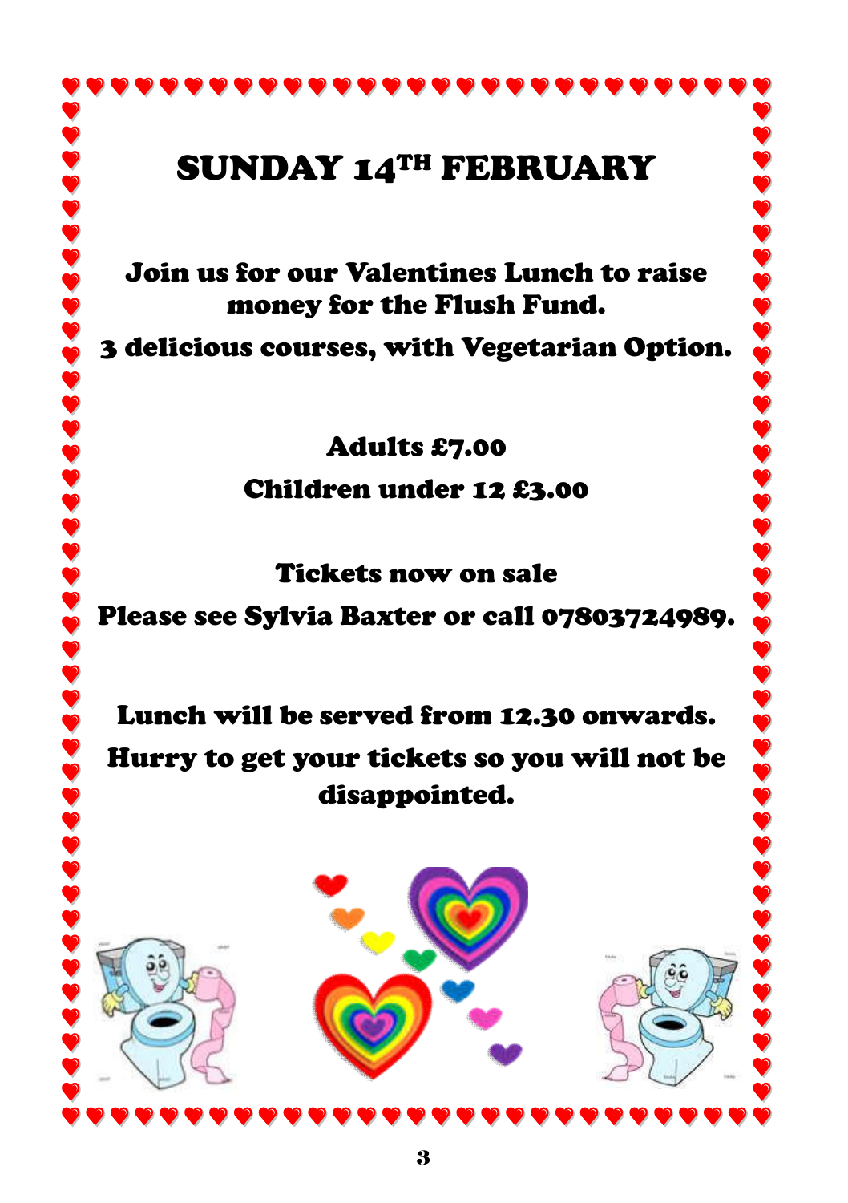# SUNDAY 14TH FEBRUARY

**Join us for our Valentines Lunch to raise money for the Flush Fund.**

**3 delicious courses, with Vegetarian Option.**

**Adults £7.00**

**Children under 12 £3.00**

**Tickets now on sale**

**Please see Sylvia Baxter or call 07803724989.**

**Lunch will be served from 12.30 onwards.**

**Hurry to get your tickets so you will not be disappointed.**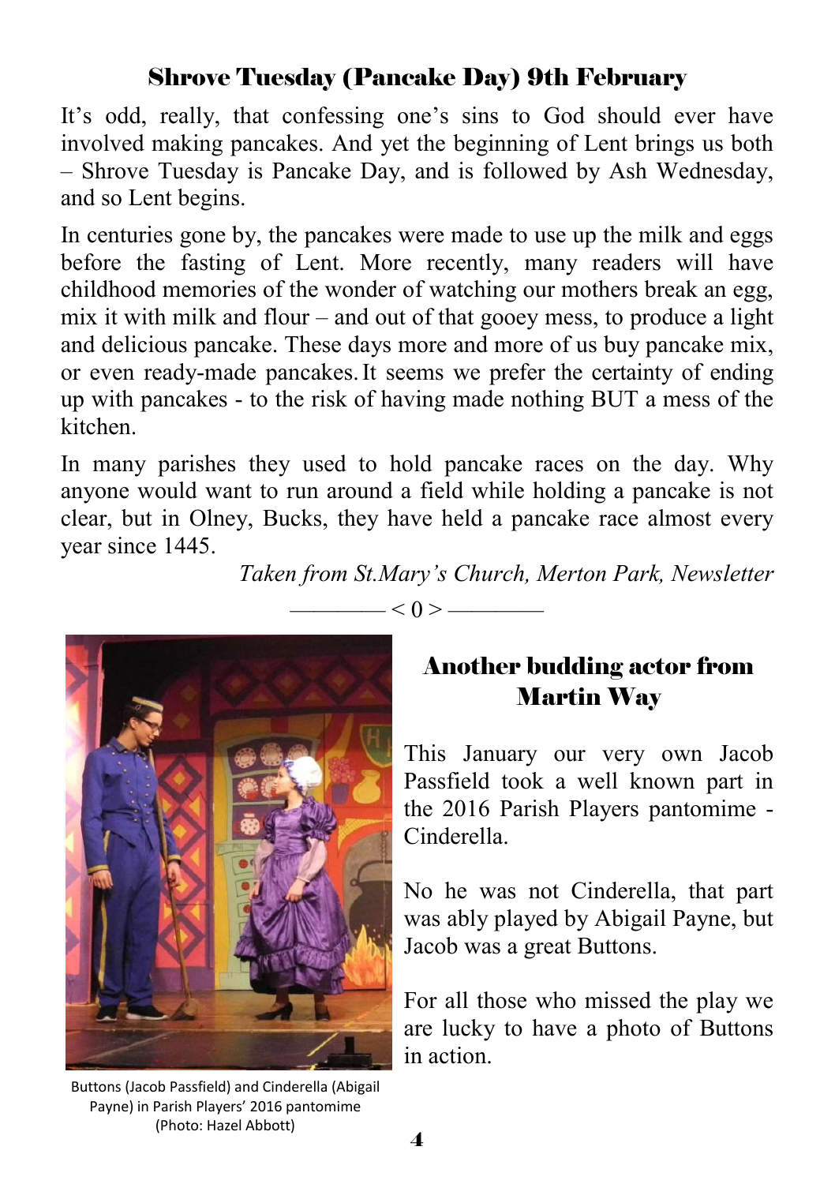## Shrove Tuesday (Pancake Day) 9th February

It's odd, really, that confessing one's sins to God should ever have involved making pancakes. And yet the beginning of Lent brings us both – Shrove Tuesday is Pancake Day, and is followed by Ash Wednesday, and so Lent begins.

In centuries gone by, the pancakes were made to use up the milk and eggs before the fasting of Lent. More recently, many readers will have childhood memories of the wonder of watching our mothers break an egg, mix it with milk and flour – and out of that gooey mess, to produce a light and delicious pancake. These days more and more of us buy pancake mix, or even ready-made pancakes. It seems we prefer the certainty of ending up with pancakes - to the risk of having made nothing BUT a mess of the kitchen.

In many parishes they used to hold pancake races on the day. Why anyone would want to run around a field while holding a pancake is not clear, but in Olney, Bucks, they have held a pancake race almost every year since 1445.

*Taken from St.Mary's Church, Merton Park, Newsletter*

———— < 0 > ————

## Another budding actor from Martin Way

This January our very own Jacob Passfield took a well known part in the 2016 Parish Players pantomime - Cinderella.

No he was not Cinderella, that part was ably played by Abigail Payne, but Jacob was a great Buttons.

For all those who missed the play we are lucky to have a photo of Buttons in action.

Buttons (Jacob Passfield) and Cinderella (Abigail Payne) in Parish Players' 2016 pantomime (Photo: Hazel Abbott)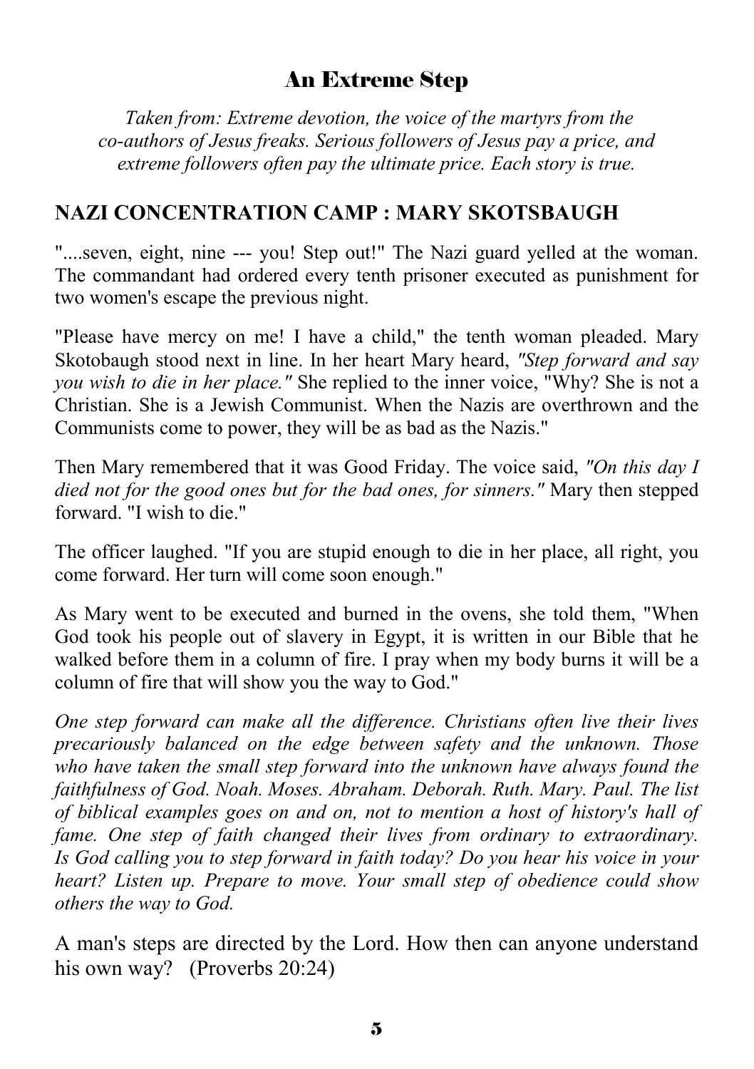## An Extreme Step

*Taken from: Extreme devotion, the voice of the martyrs from the co-authors of Jesus freaks. Serious followers of Jesus pay a price, and extreme followers often pay the ultimate price. Each story is true.*

### NAZI CONCENTRATION CAMP : MARY SKOTSBAUGH

"....seven, eight, nine --- you! Step out!" The Nazi guard yelled at the woman. The commandant had ordered every tenth prisoner executed as punishment for two women's escape the previous night.

"Please have mercy on me! I have a child," the tenth woman pleaded. Mary Skotobaugh stood next in line. In her heart Mary heard, *"Step forward and say you wish to die in her place."* She replied to the inner voice, "Why? She is not a Christian. She is a Jewish Communist. When the Nazis are overthrown and the Communists come to power, they will be as bad as the Nazis."

Then Mary remembered that it was Good Friday. The voice said, *"On this day I died not for the good ones but for the bad ones, for sinners."* Mary then stepped forward. "I wish to die."

The officer laughed. "If you are stupid enough to die in her place, all right, you come forward. Her turn will come soon enough."

As Mary went to be executed and burned in the ovens, she told them, "When God took his people out of slavery in Egypt, it is written in our Bible that he walked before them in a column of fire. I pray when my body burns it will be a column of fire that will show you the way to God."

*One step forward can make all the difference. Christians often live their lives precariously balanced on the edge between safety and the unknown. Those who have taken the small step forward into the unknown have always found the faithfulness of God. Noah. Moses. Abraham. Deborah. Ruth. Mary. Paul. The list of biblical examples goes on and on, not to mention a host of history's hall of fame. One step of faith changed their lives from ordinary to extraordinary. Is God calling you to step forward in faith today? Do you hear his voice in your heart? Listen up. Prepare to move. Your small step of obedience could show others the way to God.*

A man's steps are directed by the Lord. How then can anyone understand his own way? (Proverbs 20:24)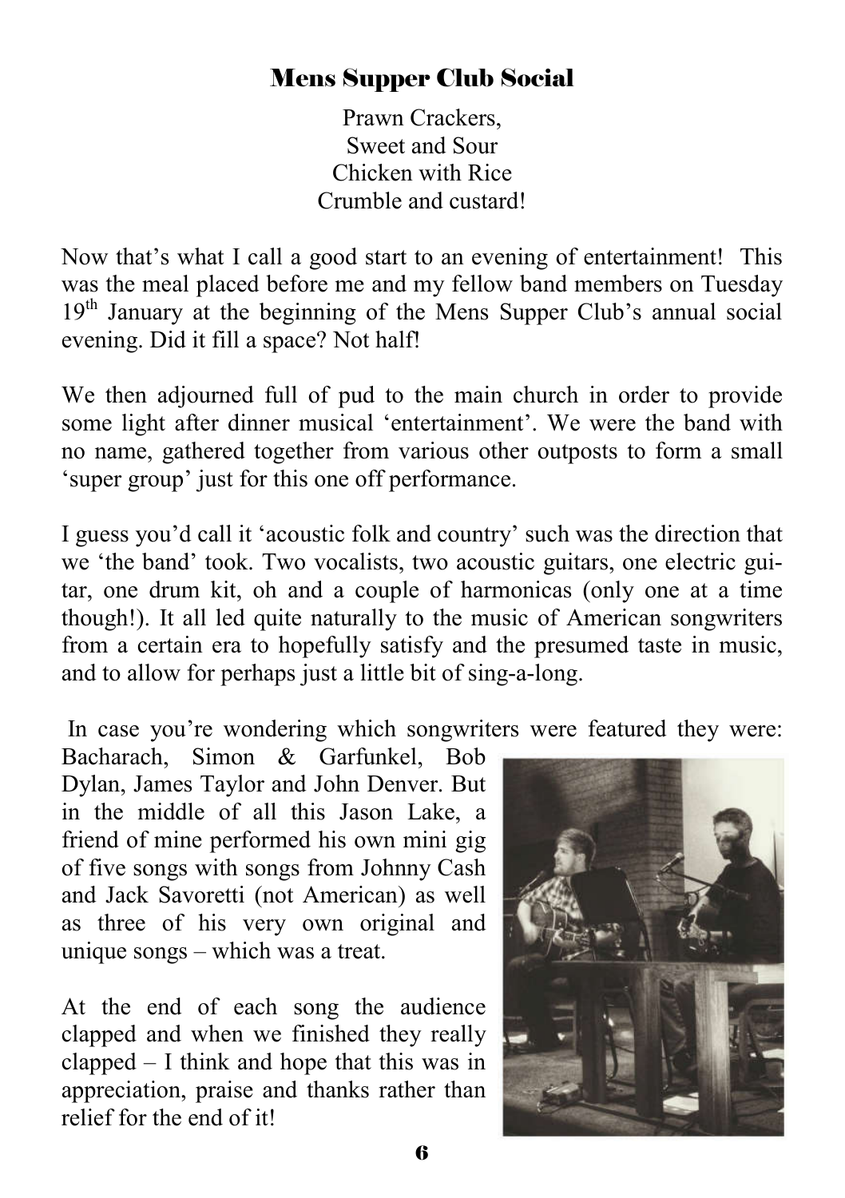## Mens Supper Club Social

Prawn Crackers,
Sweet and Sour
Chicken with Rice
Crumble and custard!

Now that's what I call a good start to an evening of entertainment! This was the meal placed before me and my fellow band members on Tuesday 19th January at the beginning of the Mens Supper Club's annual social evening. Did it fill a space? Not half!

We then adjourned full of pud to the main church in order to provide some light after dinner musical 'entertainment'. We were the band with no name, gathered together from various other outposts to form a small 'super group' just for this one off performance.

I guess you'd call it 'acoustic folk and country' such was the direction that we 'the band' took. Two vocalists, two acoustic guitars, one electric guitar, one drum kit, oh and a couple of harmonicas (only one at a time though!). It all led quite naturally to the music of American songwriters from a certain era to hopefully satisfy and the presumed taste in music, and to allow for perhaps just a little bit of sing-a-long.

In case you're wondering which songwriters were featured they were: Bacharach, Simon & Garfunkel, Bob Dylan, James Taylor and John Denver. But in the middle of all this Jason Lake, a friend of mine performed his own mini gig of five songs with songs from Johnny Cash and Jack Savoretti (not American) as well as three of his very own original and unique songs – which was a treat.

At the end of each song the audience clapped and when we finished they really clapped – I think and hope that this was in appreciation, praise and thanks rather than relief for the end of it!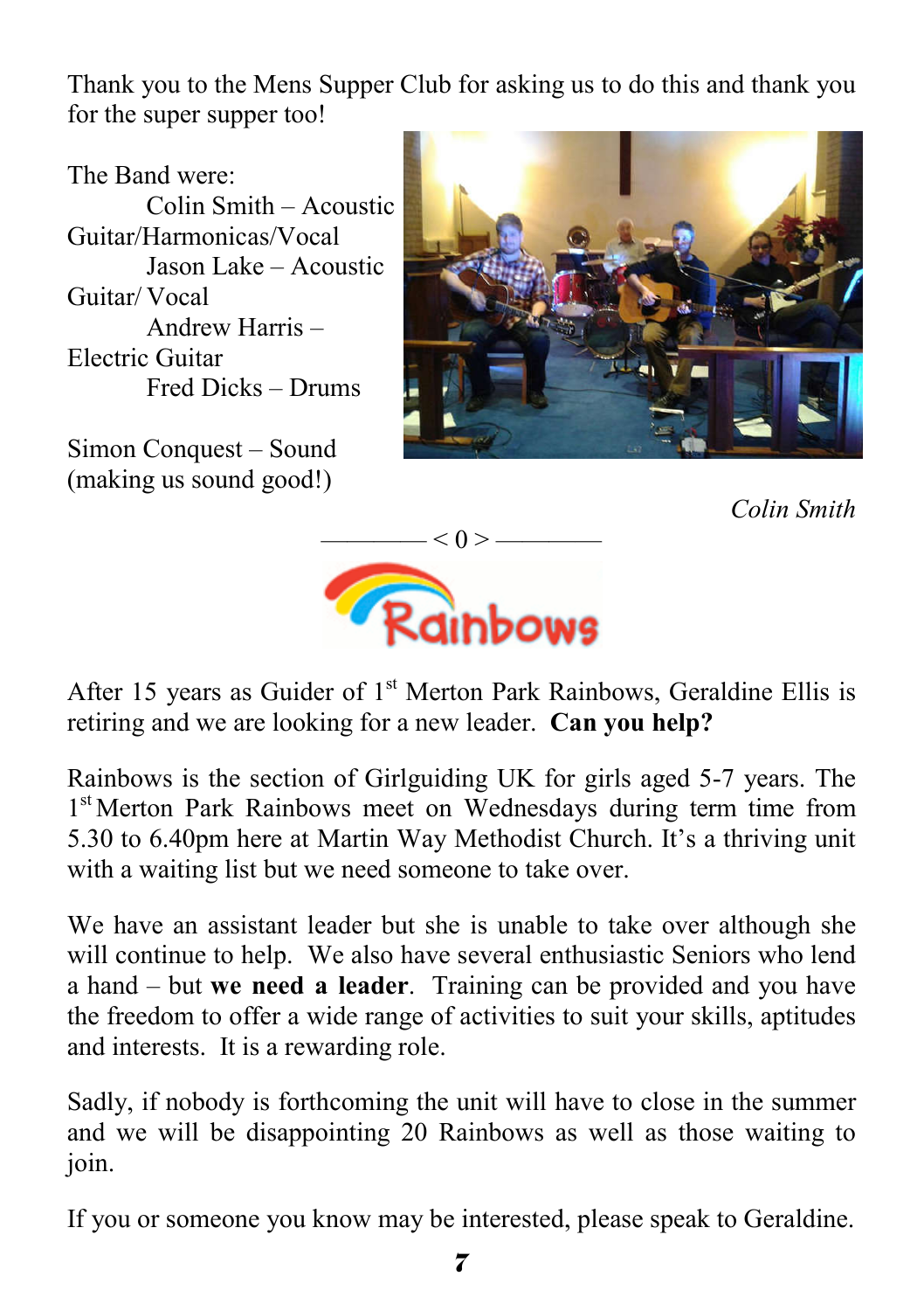Thank you to the Mens Supper Club for asking us to do this and thank you for the super supper too!

The Band were:

- Colin Smith – Acoustic Guitar/Harmonicas/Vocal
- Jason Lake – Acoustic Guitar/ Vocal
- Andrew Harris – Electric Guitar
- Fred Dicks – Drums

Simon Conquest – Sound (making us sound good!)

*Colin Smith*

———— < 0 > ————

Rainbows

After 15 years as Guider of 1st Merton Park Rainbows, Geraldine Ellis is retiring and we are looking for a new leader. **Can you help?**

Rainbows is the section of Girlguiding UK for girls aged 5-7 years. The 1st Merton Park Rainbows meet on Wednesdays during term time from 5.30 to 6.40pm here at Martin Way Methodist Church. It's a thriving unit with a waiting list but we need someone to take over.

We have an assistant leader but she is unable to take over although she will continue to help. We also have several enthusiastic Seniors who lend a hand – but **we need a leader**. Training can be provided and you have the freedom to offer a wide range of activities to suit your skills, aptitudes and interests. It is a rewarding role.

Sadly, if nobody is forthcoming the unit will have to close in the summer and we will be disappointing 20 Rainbows as well as those waiting to join.

If you or someone you know may be interested, please speak to Geraldine.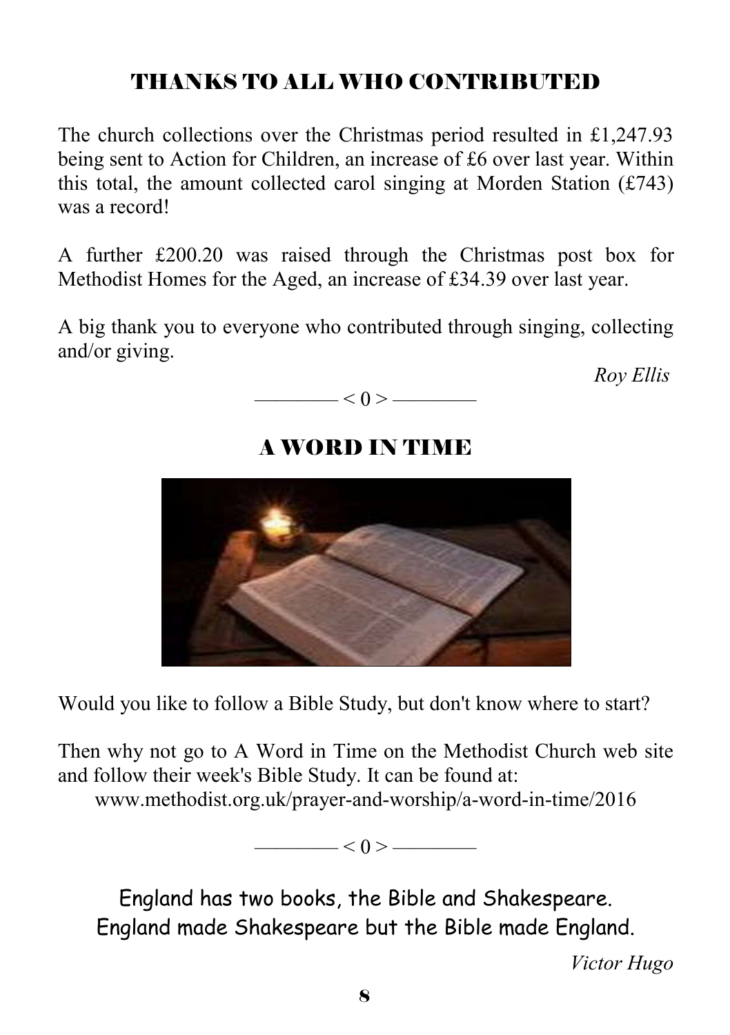## THANKS TO ALL WHO CONTRIBUTED

The church collections over the Christmas period resulted in £1,247.93 being sent to Action for Children, an increase of £6 over last year. Within this total, the amount collected carol singing at Morden Station (£743) was a record!

A further £200.20 was raised through the Christmas post box for Methodist Homes for the Aged, an increase of £34.39 over last year.

A big thank you to everyone who contributed through singing, collecting and/or giving.

*Roy Ellis*

———— < 0 > ————

## A WORD IN TIME

Would you like to follow a Bible Study, but don't know where to start?

Then why not go to A Word in Time on the Methodist Church web site and follow their week's Bible Study. It can be found at:

www.methodist.org.uk/prayer-and-worship/a-word-in-time/2016

———— < 0 > ————

England has two books, the Bible and Shakespeare.
England made Shakespeare but the Bible made England.

*Victor Hugo*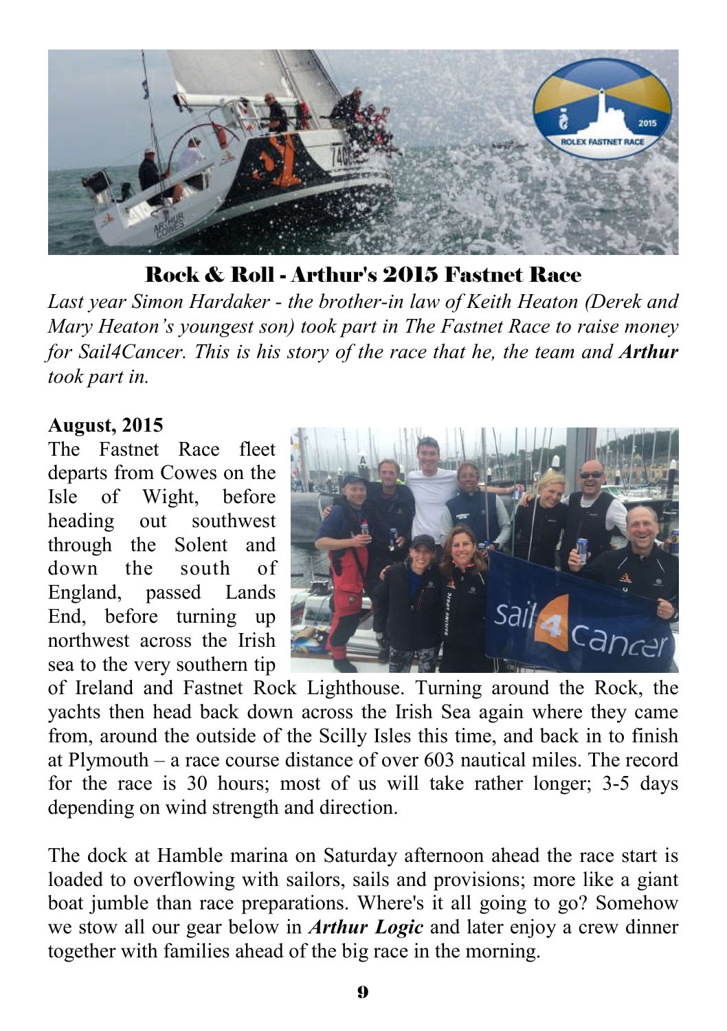## Rock & Roll - Arthur's 2015 Fastnet Race

*Last year Simon Hardaker - the brother-in law of Keith Heaton (Derek and Mary Heaton's youngest son) took part in The Fastnet Race to raise money for Sail4Cancer. This is his story of the race that he, the team and **Arthur** took part in.*

**August, 2015**

The Fastnet Race fleet departs from Cowes on the Isle of Wight, before heading out southwest through the Solent and down the south of England, passed Lands End, before turning up northwest across the Irish sea to the very southern tip of Ireland and Fastnet Rock Lighthouse. Turning around the Rock, the yachts then head back down across the Irish Sea again where they came from, around the outside of the Scilly Isles this time, and back in to finish at Plymouth – a race course distance of over 603 nautical miles. The record for the race is 30 hours; most of us will take rather longer; 3-5 days depending on wind strength and direction.

The dock at Hamble marina on Saturday afternoon ahead the race start is loaded to overflowing with sailors, sails and provisions; more like a giant boat jumble than race preparations. Where's it all going to go? Somehow we stow all our gear below in ***Arthur Logic*** and later enjoy a crew dinner together with families ahead of the big race in the morning.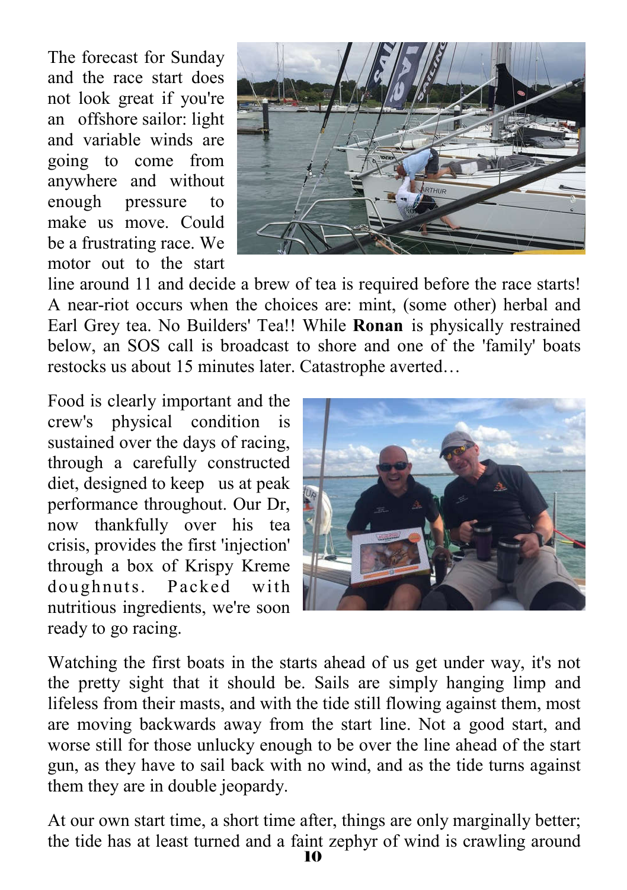The forecast for Sunday and the race start does not look great if you're an offshore sailor: light and variable winds are going to come from anywhere and without enough pressure to make us move. Could be a frustrating race. We motor out to the start line around 11 and decide a brew of tea is required before the race starts! A near-riot occurs when the choices are: mint, (some other) herbal and Earl Grey tea. No Builders' Tea!! While **Ronan** is physically restrained below, an SOS call is broadcast to shore and one of the 'family' boats restocks us about 15 minutes later. Catastrophe averted…

Food is clearly important and the crew's physical condition is sustained over the days of racing, through a carefully constructed diet, designed to keep us at peak performance throughout. Our Dr, now thankfully over his tea crisis, provides the first 'injection' through a box of Krispy Kreme doughnuts. Packed with nutritious ingredients, we're soon ready to go racing.

Watching the first boats in the starts ahead of us get under way, it's not the pretty sight that it should be. Sails are simply hanging limp and lifeless from their masts, and with the tide still flowing against them, most are moving backwards away from the start line. Not a good start, and worse still for those unlucky enough to be over the line ahead of the start gun, as they have to sail back with no wind, and as the tide turns against them they are in double jeopardy.

At our own start time, a short time after, things are only marginally better; the tide has at least turned and a faint zephyr of wind is crawling around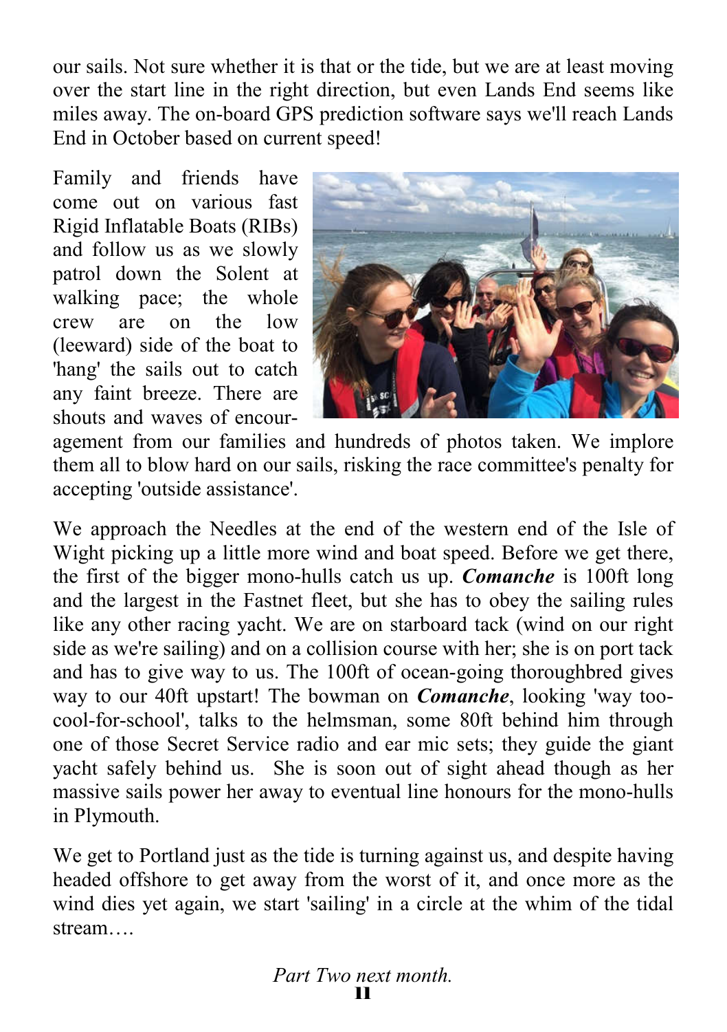our sails. Not sure whether it is that or the tide, but we are at least moving over the start line in the right direction, but even Lands End seems like miles away. The on-board GPS prediction software says we'll reach Lands End in October based on current speed!

Family and friends have come out on various fast Rigid Inflatable Boats (RIBs) and follow us as we slowly patrol down the Solent at walking pace; the whole crew are on the low (leeward) side of the boat to 'hang' the sails out to catch any faint breeze. There are shouts and waves of encouragement from our families and hundreds of photos taken. We implore them all to blow hard on our sails, risking the race committee's penalty for accepting 'outside assistance'.

We approach the Needles at the end of the western end of the Isle of Wight picking up a little more wind and boat speed. Before we get there, the first of the bigger mono-hulls catch us up. ***Comanche*** is 100ft long and the largest in the Fastnet fleet, but she has to obey the sailing rules like any other racing yacht. We are on starboard tack (wind on our right side as we're sailing) and on a collision course with her; she is on port tack and has to give way to us. The 100ft of ocean-going thoroughbred gives way to our 40ft upstart! The bowman on ***Comanche***, looking 'way too-cool-for-school', talks to the helmsman, some 80ft behind him through one of those Secret Service radio and ear mic sets; they guide the giant yacht safely behind us. She is soon out of sight ahead though as her massive sails power her away to eventual line honours for the mono-hulls in Plymouth.

We get to Portland just as the tide is turning against us, and despite having headed offshore to get away from the worst of it, and once more as the wind dies yet again, we start 'sailing' in a circle at the whim of the tidal stream….

*Part Two next month.*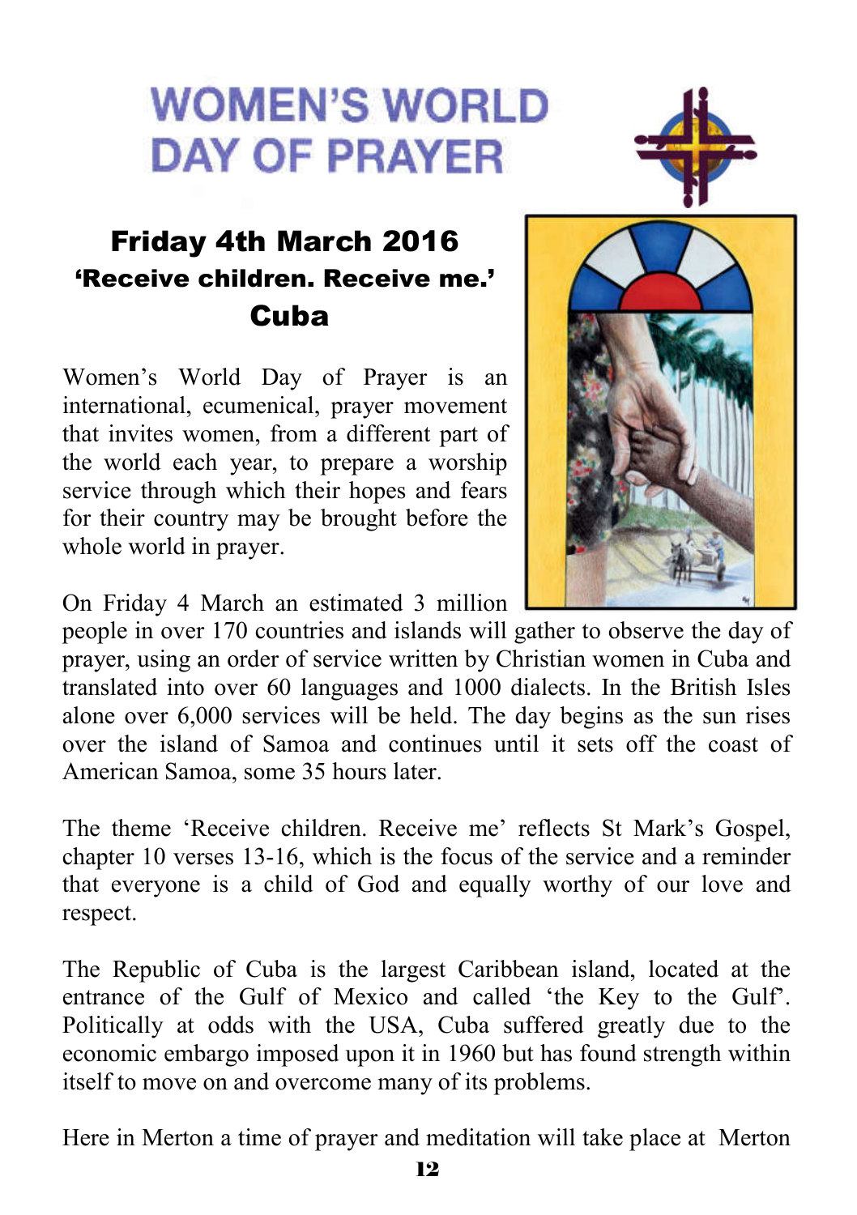# WOMEN'S WORLD DAY OF PRAYER

## Friday 4th March 2016

### 'Receive children. Receive me.'

### Cuba

Women's World Day of Prayer is an international, ecumenical, prayer movement that invites women, from a different part of the world each year, to prepare a worship service through which their hopes and fears for their country may be brought before the whole world in prayer.

On Friday 4 March an estimated 3 million people in over 170 countries and islands will gather to observe the day of prayer, using an order of service written by Christian women in Cuba and translated into over 60 languages and 1000 dialects. In the British Isles alone over 6,000 services will be held. The day begins as the sun rises over the island of Samoa and continues until it sets off the coast of American Samoa, some 35 hours later.

The theme 'Receive children. Receive me' reflects St Mark's Gospel, chapter 10 verses 13-16, which is the focus of the service and a reminder that everyone is a child of God and equally worthy of our love and respect.

The Republic of Cuba is the largest Caribbean island, located at the entrance of the Gulf of Mexico and called 'the Key to the Gulf'. Politically at odds with the USA, Cuba suffered greatly due to the economic embargo imposed upon it in 1960 but has found strength within itself to move on and overcome many of its problems.

Here in Merton a time of prayer and meditation will take place at Merton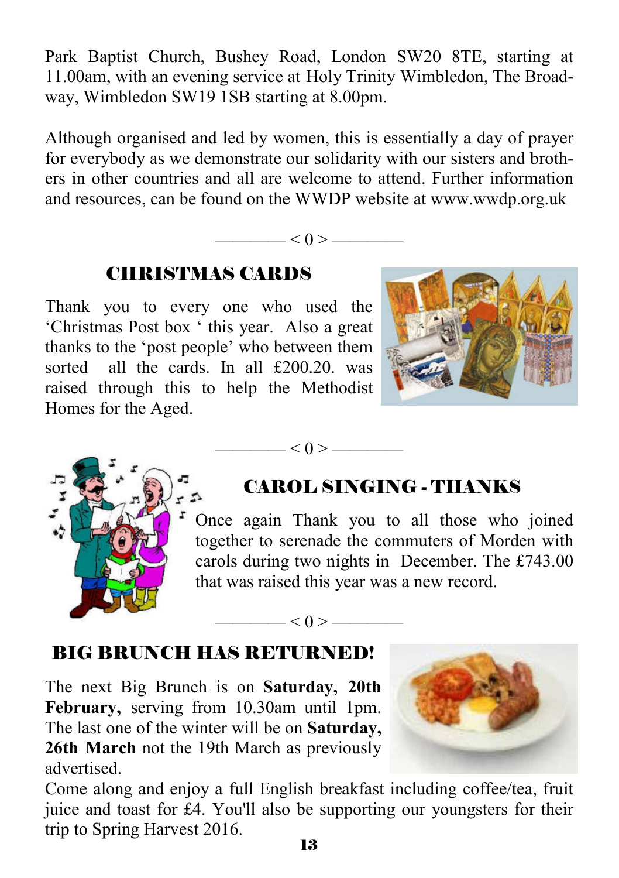Park Baptist Church, Bushey Road, London SW20 8TE, starting at 11.00am, with an evening service at Holy Trinity Wimbledon, The Broadway, Wimbledon SW19 1SB starting at 8.00pm.

Although organised and led by women, this is essentially a day of prayer for everybody as we demonstrate our solidarity with our sisters and brothers in other countries and all are welcome to attend. Further information and resources, can be found on the WWDP website at www.wwdp.org.uk

———— < 0 > ————

## CHRISTMAS CARDS

Thank you to every one who used the 'Christmas Post box ' this year. Also a great thanks to the 'post people' who between them sorted all the cards. In all £200.20. was raised through this to help the Methodist Homes for the Aged.

———— < 0 > ————

## CAROL SINGING - THANKS

Once again Thank you to all those who joined together to serenade the commuters of Morden with carols during two nights in December. The £743.00 that was raised this year was a new record.

———— < 0 > ————

## BIG BRUNCH HAS RETURNED!

The next Big Brunch is on **Saturday, 20th February,** serving from 10.30am until 1pm. The last one of the winter will be on **Saturday, 26th March** not the 19th March as previously advertised.

Come along and enjoy a full English breakfast including coffee/tea, fruit juice and toast for £4. You'll also be supporting our youngsters for their trip to Spring Harvest 2016.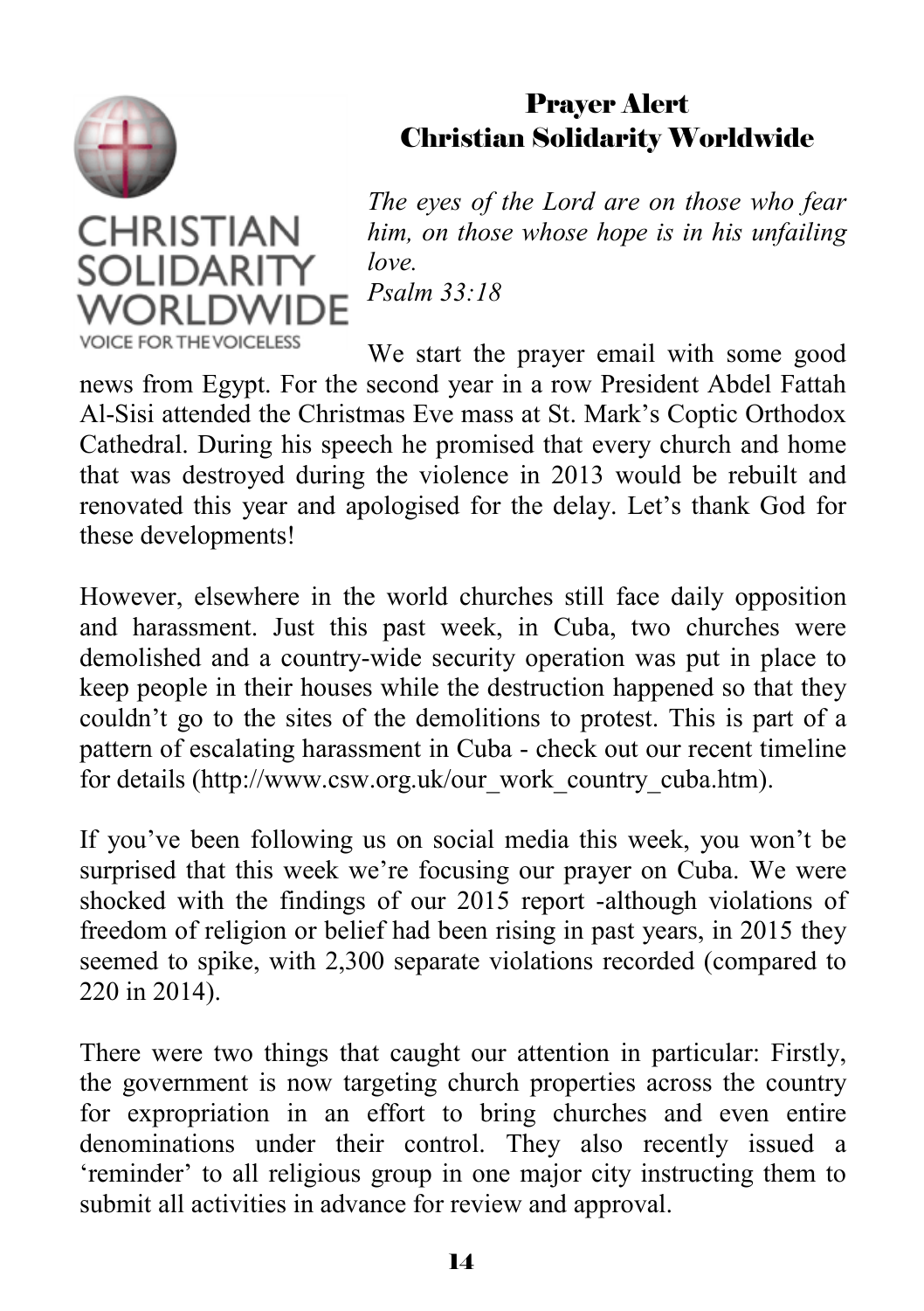# Prayer Alert
# Christian Solidarity Worldwide

CHRISTIAN SOLIDARITY WORLDWIDE
VOICE FOR THE VOICELESS

*The eyes of the Lord are on those who fear him, on those whose hope is in his unfailing love.*
*Psalm 33:18*

We start the prayer email with some good news from Egypt. For the second year in a row President Abdel Fattah Al-Sisi attended the Christmas Eve mass at St. Mark's Coptic Orthodox Cathedral. During his speech he promised that every church and home that was destroyed during the violence in 2013 would be rebuilt and renovated this year and apologised for the delay. Let's thank God for these developments!

However, elsewhere in the world churches still face daily opposition and harassment. Just this past week, in Cuba, two churches were demolished and a country-wide security operation was put in place to keep people in their houses while the destruction happened so that they couldn't go to the sites of the demolitions to protest. This is part of a pattern of escalating harassment in Cuba - check out our recent timeline for details (http://www.csw.org.uk/our_work_country_cuba.htm).

If you've been following us on social media this week, you won't be surprised that this week we're focusing our prayer on Cuba. We were shocked with the findings of our 2015 report -although violations of freedom of religion or belief had been rising in past years, in 2015 they seemed to spike, with 2,300 separate violations recorded (compared to 220 in 2014).

There were two things that caught our attention in particular: Firstly, the government is now targeting church properties across the country for expropriation in an effort to bring churches and even entire denominations under their control. They also recently issued a 'reminder' to all religious group in one major city instructing them to submit all activities in advance for review and approval.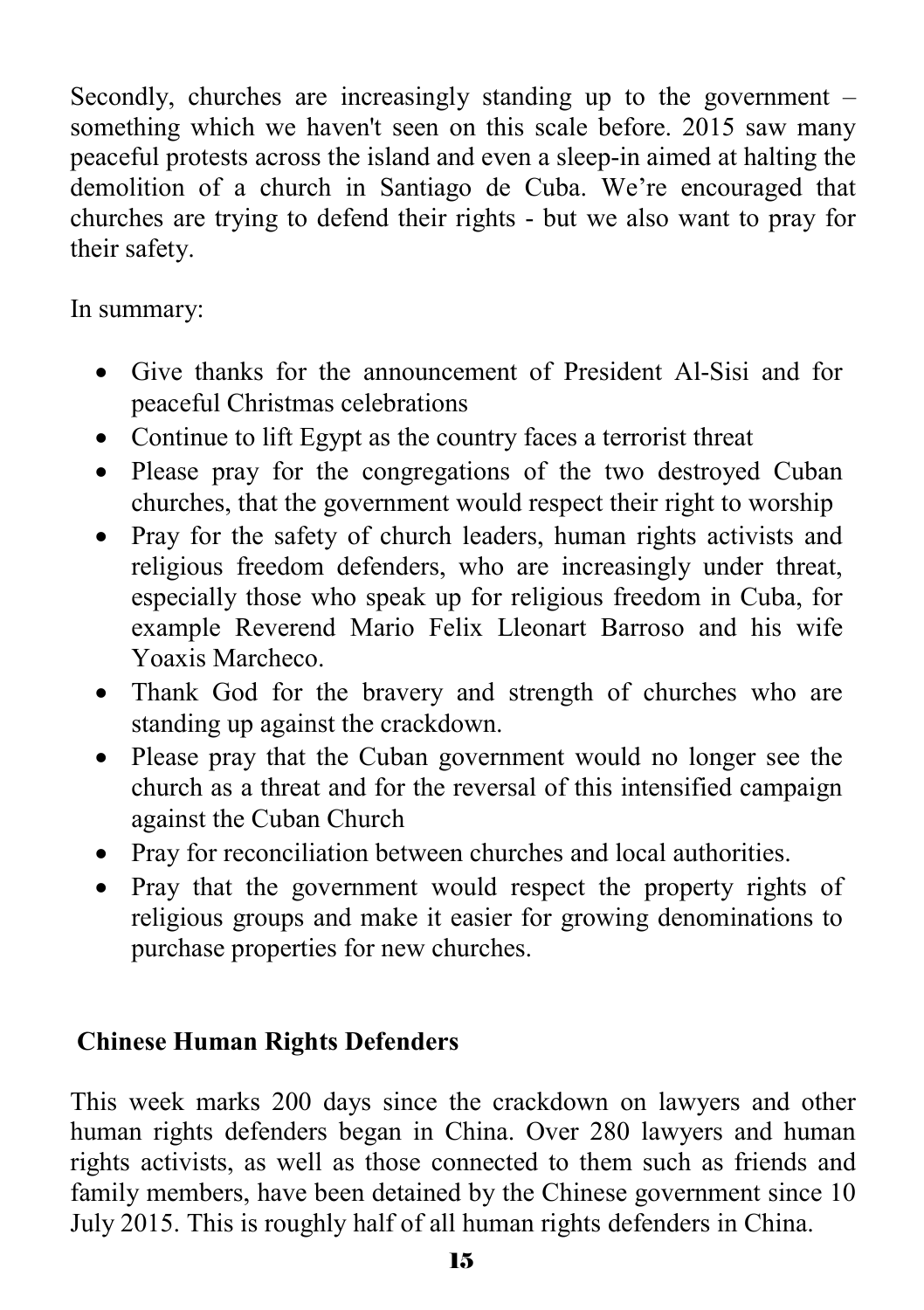Secondly, churches are increasingly standing up to the government – something which we haven't seen on this scale before. 2015 saw many peaceful protests across the island and even a sleep-in aimed at halting the demolition of a church in Santiago de Cuba. We're encouraged that churches are trying to defend their rights - but we also want to pray for their safety.

In summary:

- Give thanks for the announcement of President Al-Sisi and for peaceful Christmas celebrations
- Continue to lift Egypt as the country faces a terrorist threat
- Please pray for the congregations of the two destroyed Cuban churches, that the government would respect their right to worship
- Pray for the safety of church leaders, human rights activists and religious freedom defenders, who are increasingly under threat, especially those who speak up for religious freedom in Cuba, for example Reverend Mario Felix Lleonart Barroso and his wife Yoaxis Marcheco.
- Thank God for the bravery and strength of churches who are standing up against the crackdown.
- Please pray that the Cuban government would no longer see the church as a threat and for the reversal of this intensified campaign against the Cuban Church
- Pray for reconciliation between churches and local authorities.
- Pray that the government would respect the property rights of religious groups and make it easier for growing denominations to purchase properties for new churches.

## Chinese Human Rights Defenders

This week marks 200 days since the crackdown on lawyers and other human rights defenders began in China. Over 280 lawyers and human rights activists, as well as those connected to them such as friends and family members, have been detained by the Chinese government since 10 July 2015. This is roughly half of all human rights defenders in China.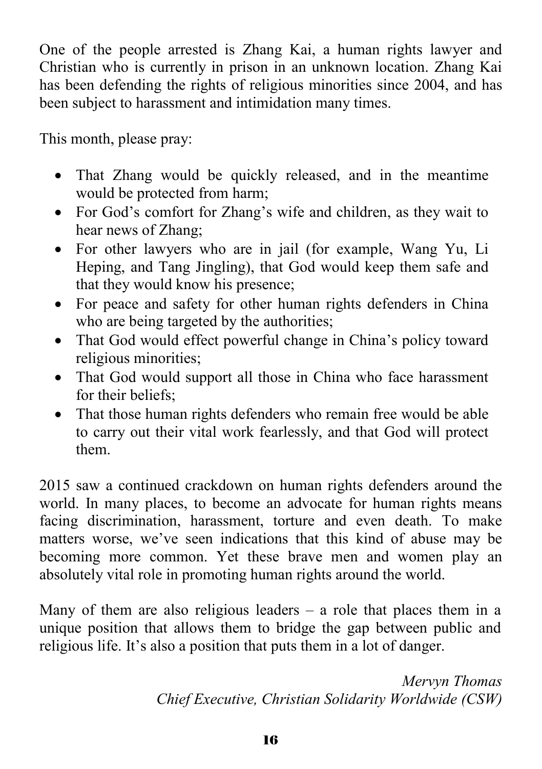One of the people arrested is Zhang Kai, a human rights lawyer and Christian who is currently in prison in an unknown location. Zhang Kai has been defending the rights of religious minorities since 2004, and has been subject to harassment and intimidation many times.

This month, please pray:

- That Zhang would be quickly released, and in the meantime would be protected from harm;
- For God's comfort for Zhang's wife and children, as they wait to hear news of Zhang;
- For other lawyers who are in jail (for example, Wang Yu, Li Heping, and Tang Jingling), that God would keep them safe and that they would know his presence;
- For peace and safety for other human rights defenders in China who are being targeted by the authorities;
- That God would effect powerful change in China's policy toward religious minorities;
- That God would support all those in China who face harassment for their beliefs;
- That those human rights defenders who remain free would be able to carry out their vital work fearlessly, and that God will protect them.

2015 saw a continued crackdown on human rights defenders around the world. In many places, to become an advocate for human rights means facing discrimination, harassment, torture and even death. To make matters worse, we've seen indications that this kind of abuse may be becoming more common. Yet these brave men and women play an absolutely vital role in promoting human rights around the world.

Many of them are also religious leaders – a role that places them in a unique position that allows them to bridge the gap between public and religious life. It's also a position that puts them in a lot of danger.

*Mervyn Thomas*
*Chief Executive, Christian Solidarity Worldwide (CSW)*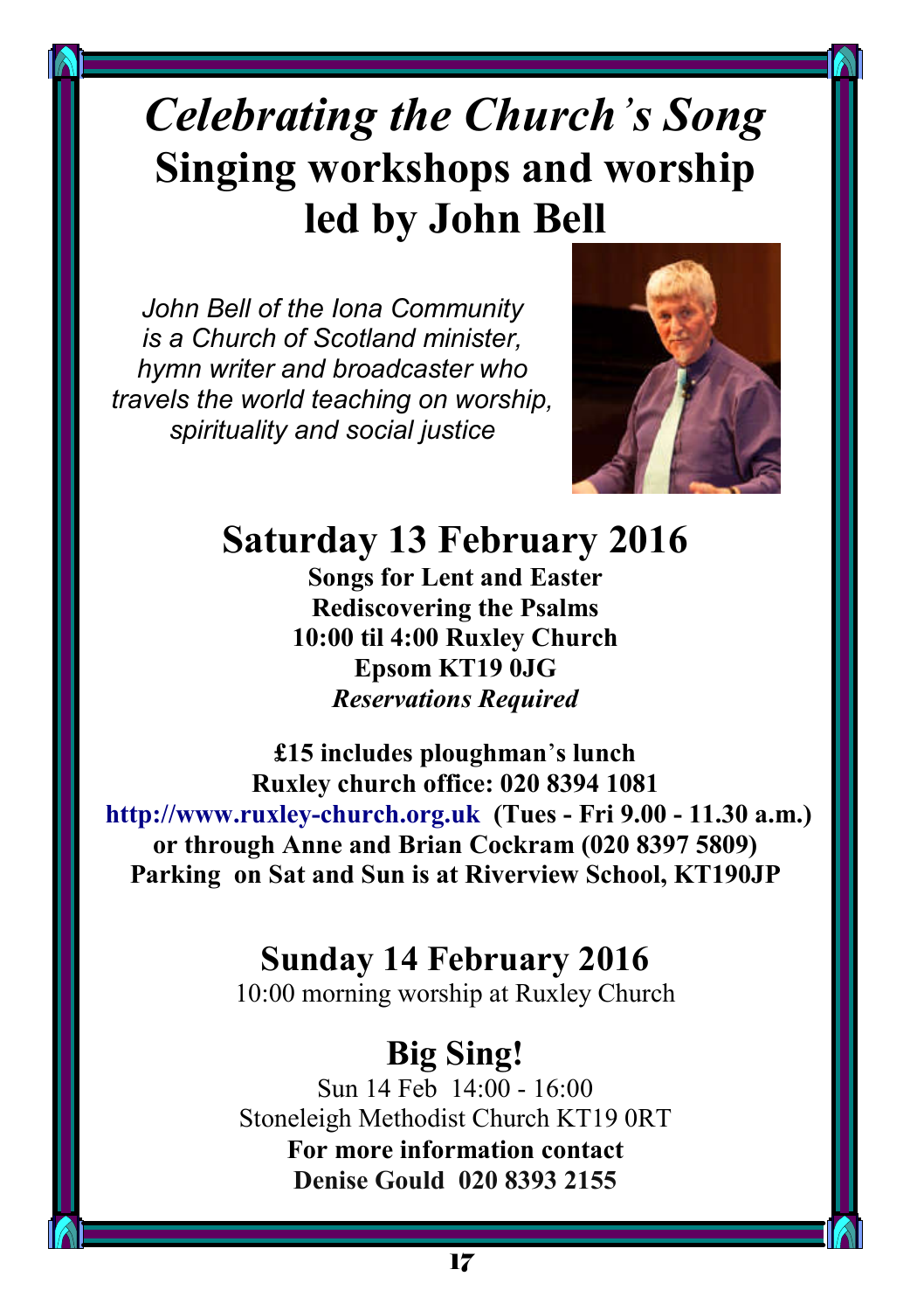# *Celebrating the Church's Song*
# Singing workshops and worship led by John Bell

*John Bell of the Iona Community is a Church of Scotland minister, hymn writer and broadcaster who travels the world teaching on worship, spirituality and social justice*

## Saturday 13 February 2016

**Songs for Lent and Easter**
**Rediscovering the Psalms**
**10:00 til 4:00 Ruxley Church**
**Epsom KT19 0JG**
***Reservations Required***

**£15 includes ploughman's lunch**
**Ruxley church office: 020 8394 1081**
**http://www.ruxley-church.org.uk (Tues - Fri 9.00 - 11.30 a.m.)**
**or through Anne and Brian Cockram (020 8397 5809)**
**Parking on Sat and Sun is at Riverview School, KT190JP**

## Sunday 14 February 2016

10:00 morning worship at Ruxley Church

## Big Sing!

Sun 14 Feb 14:00 - 16:00
Stoneleigh Methodist Church KT19 0RT
**For more information contact**
**Denise Gould 020 8393 2155**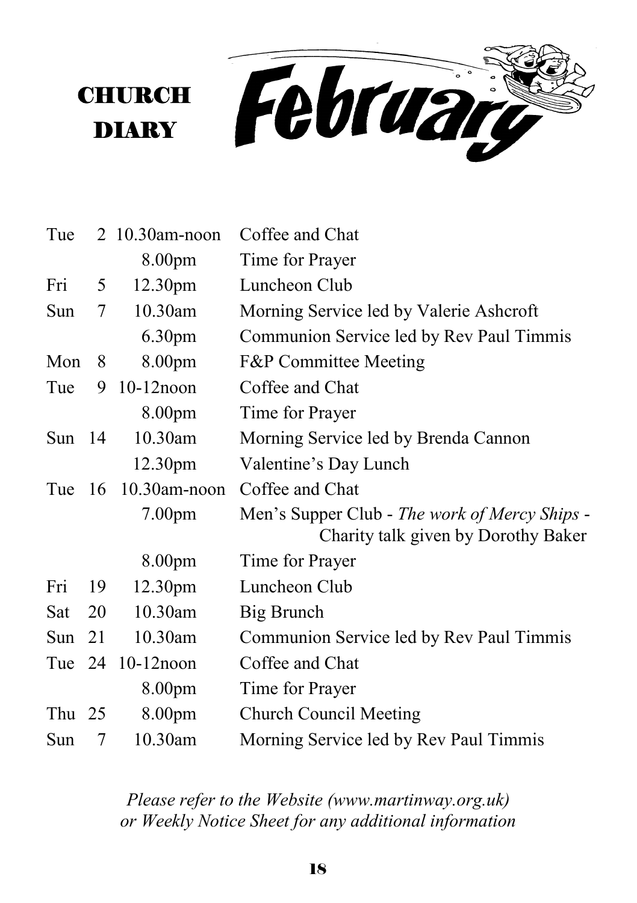# CHURCH DIARY

# February

| | | | |
|---|---|---|---|
| Tue | 2 | 10.30am-noon | Coffee and Chat |
| | | 8.00pm | Time for Prayer |
| Fri | 5 | 12.30pm | Luncheon Club |
| Sun | 7 | 10.30am | Morning Service led by Valerie Ashcroft |
| | | 6.30pm | Communion Service led by Rev Paul Timmis |
| Mon | 8 | 8.00pm | F&P Committee Meeting |
| Tue | 9 | 10-12noon | Coffee and Chat |
| | | 8.00pm | Time for Prayer |
| Sun | 14 | 10.30am | Morning Service led by Brenda Cannon |
| | | 12.30pm | Valentine's Day Lunch |
| Tue | 16 | 10.30am-noon | Coffee and Chat |
| | | 7.00pm | Men's Supper Club - *The work of Mercy Ships* - Charity talk given by Dorothy Baker |
| | | 8.00pm | Time for Prayer |
| Fri | 19 | 12.30pm | Luncheon Club |
| Sat | 20 | 10.30am | Big Brunch |
| Sun | 21 | 10.30am | Communion Service led by Rev Paul Timmis |
| Tue | 24 | 10-12noon | Coffee and Chat |
| | | 8.00pm | Time for Prayer |
| Thu | 25 | 8.00pm | Church Council Meeting |
| Sun | 7 | 10.30am | Morning Service led by Rev Paul Timmis |

*Please refer to the Website (www.martinway.org.uk) or Weekly Notice Sheet for any additional information*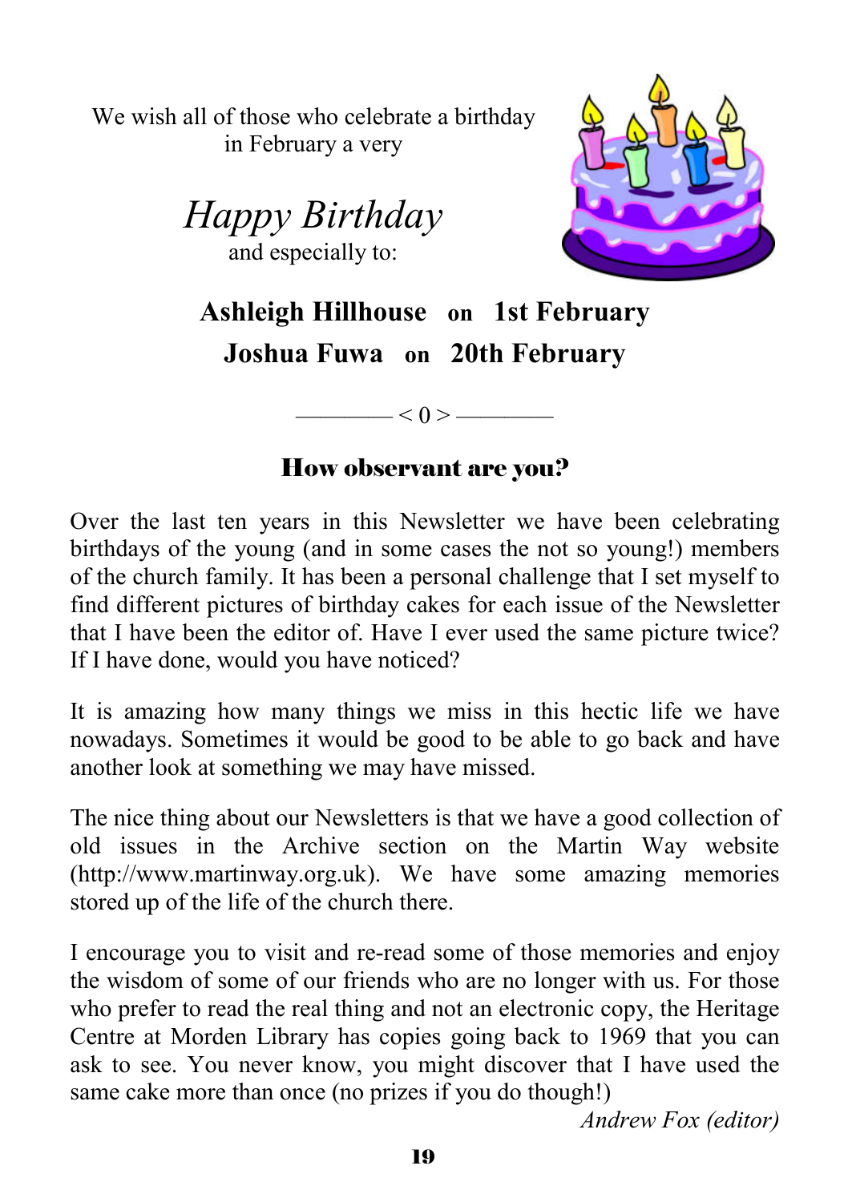We wish all of those who celebrate a birthday in February a very

*Happy Birthday*

and especially to:

**Ashleigh Hillhouse on 1st February**

**Joshua Fuwa on 20th February**

———— < 0 > ————

## How observant are you?

Over the last ten years in this Newsletter we have been celebrating birthdays of the young (and in some cases the not so young!) members of the church family. It has been a personal challenge that I set myself to find different pictures of birthday cakes for each issue of the Newsletter that I have been the editor of. Have I ever used the same picture twice? If I have done, would you have noticed?

It is amazing how many things we miss in this hectic life we have nowadays. Sometimes it would be good to be able to go back and have another look at something we may have missed.

The nice thing about our Newsletters is that we have a good collection of old issues in the Archive section on the Martin Way website (http://www.martinway.org.uk). We have some amazing memories stored up of the life of the church there.

I encourage you to visit and re-read some of those memories and enjoy the wisdom of some of our friends who are no longer with us. For those who prefer to read the real thing and not an electronic copy, the Heritage Centre at Morden Library has copies going back to 1969 that you can ask to see. You never know, you might discover that I have used the same cake more than once (no prizes if you do though!)

*Andrew Fox (editor)*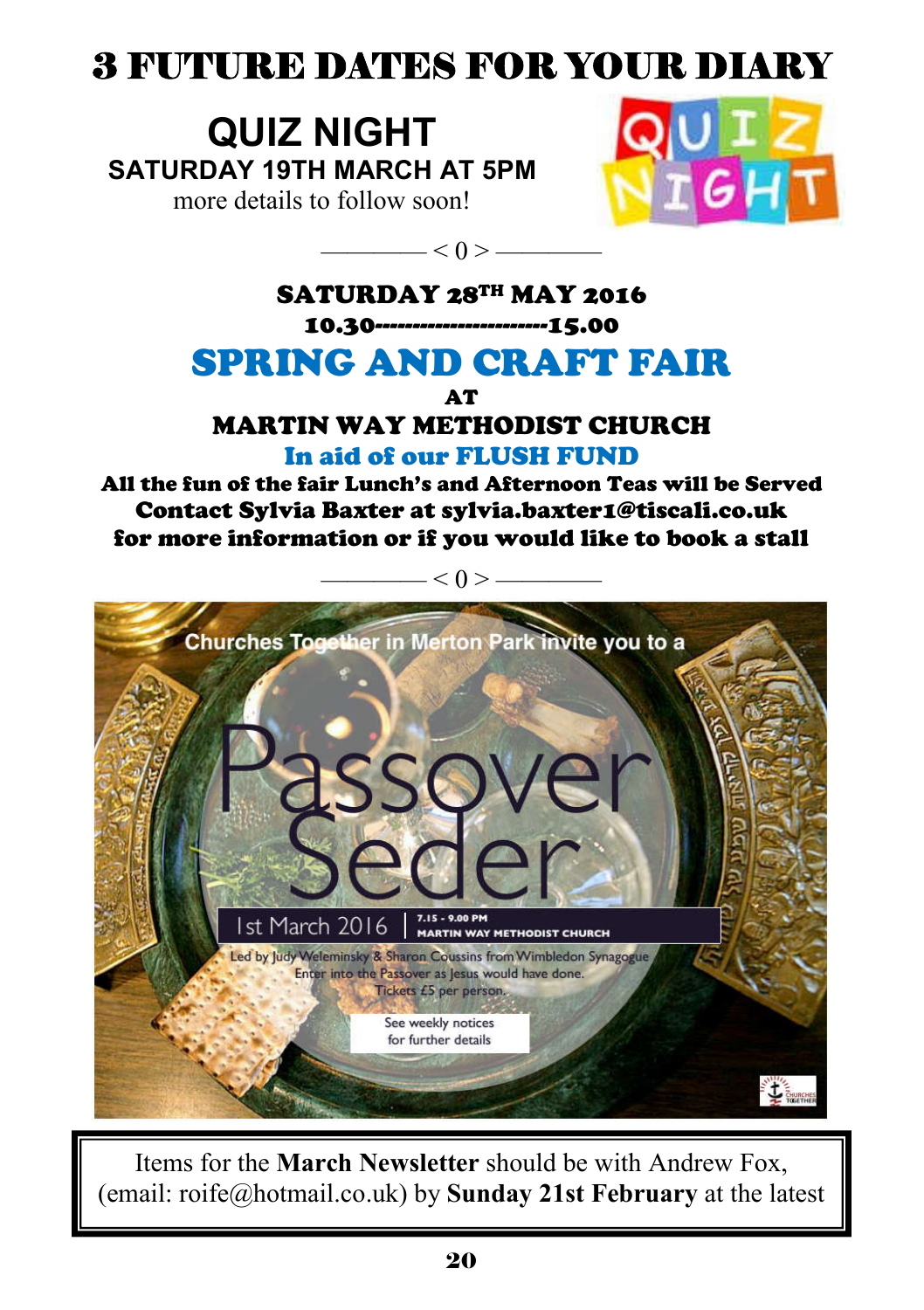# 3 FUTURE DATES FOR YOUR DIARY

## QUIZ NIGHT

**SATURDAY 19TH MARCH AT 5PM**

more details to follow soon!

———— < 0 > ————

**SATURDAY 28TH MAY 2016**

**10.30-----------------------15.00**

## SPRING AND CRAFT FAIR

**AT**

**MARTIN WAY METHODIST CHURCH**

**In aid of our FLUSH FUND**

**All the fun of the fair Lunch's and Afternoon Teas will be Served**

**Contact Sylvia Baxter at sylvia.baxter1@tiscali.co.uk**

**for more information or if you would like to book a stall**

———— < 0 > ————

Churches Together in Merton Park invite you to a

Passover Seder

1st March 2016 | 7.15 - 9.00 PM MARTIN WAY METHODIST CHURCH

Led by Judy Weleminsky & Sharon Coussins from Wimbledon Synagogue

Enter into the Passover as Jesus would have done.

Tickets £5 per person.

See weekly notices for further details

Items for the **March Newsletter** should be with Andrew Fox, (email: roife@hotmail.co.uk) by **Sunday 21st February** at the latest